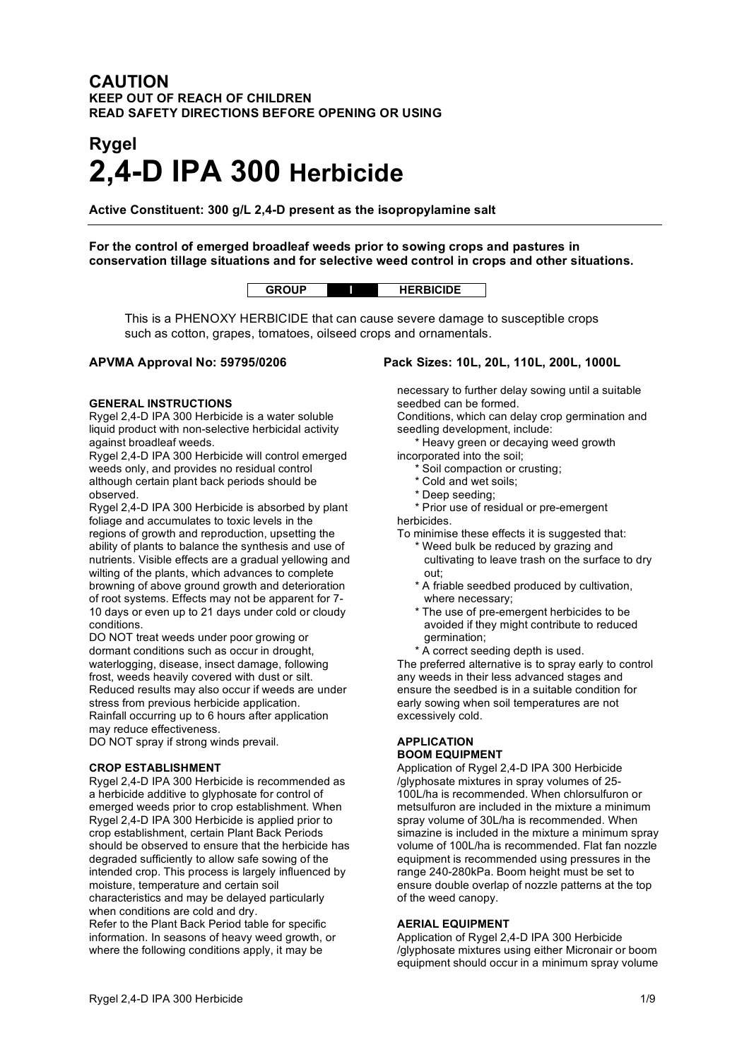# CAUTION

**KEEP OUT OF REACH OF CHILDREN**
**READ SAFETY DIRECTIONS BEFORE OPENING OR USING**

# Rygel
# 2,4-D IPA 300 Herbicide

**Active Constituent: 300 g/L 2,4-D present as the isopropylamine salt**

---

**For the control of emerged broadleaf weeds prior to sowing crops and pastures in conservation tillage situations and for selective weed control in crops and other situations.**

| GROUP | I | HERBICIDE |
|---|---|---|

This is a PHENOXY HERBICIDE that can cause severe damage to susceptible crops such as cotton, grapes, tomatoes, oilseed crops and ornamentals.

**APVMA Approval No: 59795/0206**

**Pack Sizes: 10L, 20L, 110L, 200L, 1000L**

### GENERAL INSTRUCTIONS

Rygel 2,4-D IPA 300 Herbicide is a water soluble liquid product with non-selective herbicidal activity against broadleaf weeds.

Rygel 2,4-D IPA 300 Herbicide will control emerged weeds only, and provides no residual control although certain plant back periods should be observed.

Rygel 2,4-D IPA 300 Herbicide is absorbed by plant foliage and accumulates to toxic levels in the regions of growth and reproduction, upsetting the ability of plants to balance the synthesis and use of nutrients. Visible effects are a gradual yellowing and wilting of the plants, which advances to complete browning of above ground growth and deterioration of root systems. Effects may not be apparent for 7-10 days or even up to 21 days under cold or cloudy conditions.

DO NOT treat weeds under poor growing or dormant conditions such as occur in drought, waterlogging, disease, insect damage, following frost, weeds heavily covered with dust or silt. Reduced results may also occur if weeds are under stress from previous herbicide application.

Rainfall occurring up to 6 hours after application may reduce effectiveness.

DO NOT spray if strong winds prevail.

### CROP ESTABLISHMENT

Rygel 2,4-D IPA 300 Herbicide is recommended as a herbicide additive to glyphosate for control of emerged weeds prior to crop establishment. When Rygel 2,4-D IPA 300 Herbicide is applied prior to crop establishment, certain Plant Back Periods should be observed to ensure that the herbicide has degraded sufficiently to allow safe sowing of the intended crop. This process is largely influenced by moisture, temperature and certain soil characteristics and may be delayed particularly when conditions are cold and dry.

Refer to the Plant Back Period table for specific information. In seasons of heavy weed growth, or where the following conditions apply, it may be necessary to further delay sowing until a suitable seedbed can be formed.

Conditions, which can delay crop germination and seedling development, include:

* Heavy green or decaying weed growth incorporated into the soil;
* Soil compaction or crusting;
* Cold and wet soils;
* Deep seeding;
* Prior use of residual or pre-emergent herbicides.

To minimise these effects it is suggested that:

* Weed bulk be reduced by grazing and cultivating to leave trash on the surface to dry out;
* A friable seedbed produced by cultivation, where necessary;
* The use of pre-emergent herbicides to be avoided if they might contribute to reduced germination;
* A correct seeding depth is used.

The preferred alternative is to spray early to control any weeds in their less advanced stages and ensure the seedbed is in a suitable condition for early sowing when soil temperatures are not excessively cold.

### APPLICATION

#### BOOM EQUIPMENT

Application of Rygel 2,4-D IPA 300 Herbicide /glyphosate mixtures in spray volumes of 25-100L/ha is recommended. When chlorsulfuron or metsulfuron are included in the mixture a minimum spray volume of 30L/ha is recommended. When simazine is included in the mixture a minimum spray volume of 100L/ha is recommended. Flat fan nozzle equipment is recommended using pressures in the range 240-280kPa. Boom height must be set to ensure double overlap of nozzle patterns at the top of the weed canopy.

#### AERIAL EQUIPMENT

Application of Rygel 2,4-D IPA 300 Herbicide /glyphosate mixtures using either Micronair or boom equipment should occur in a minimum spray volume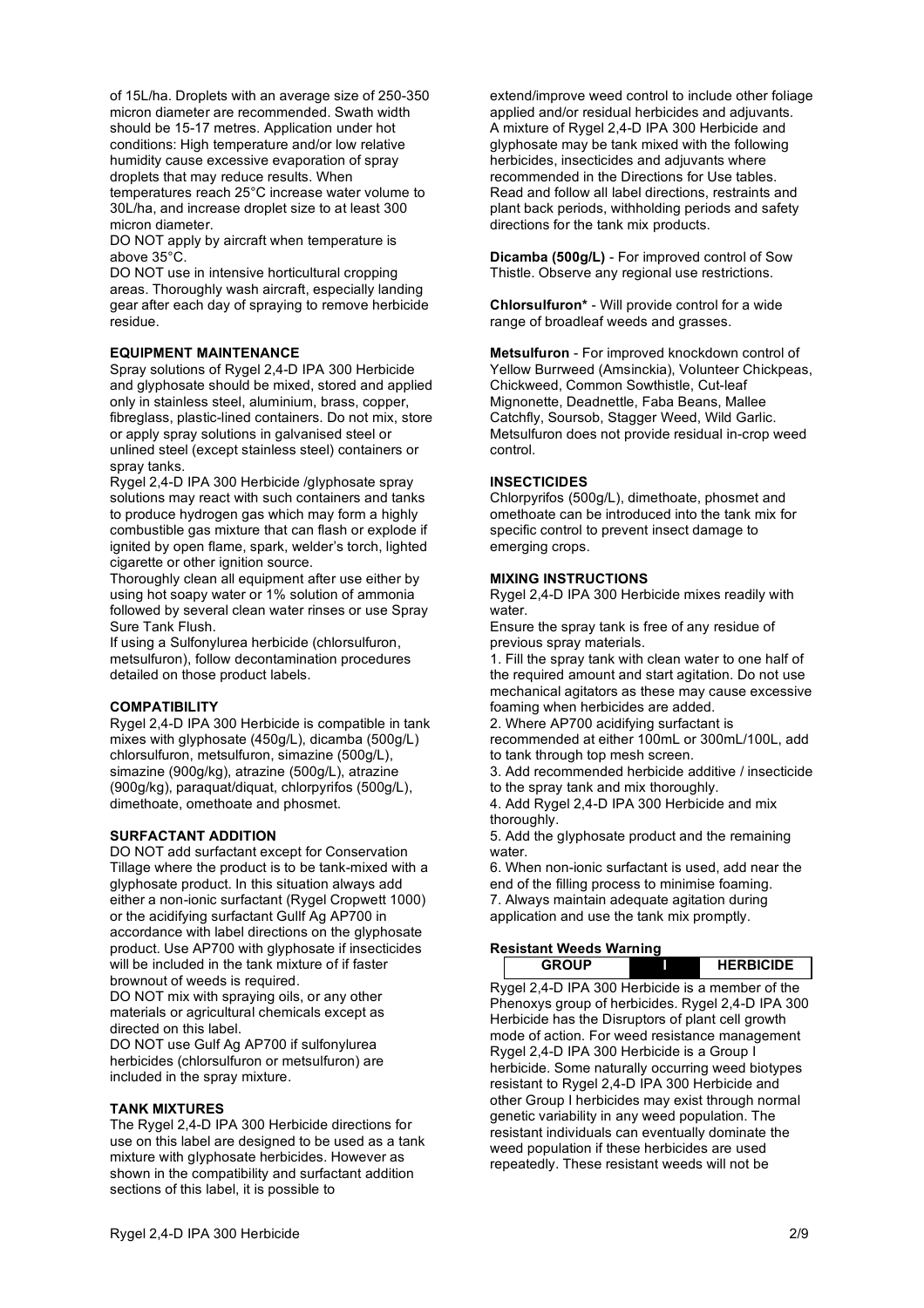of 15L/ha. Droplets with an average size of 250-350 micron diameter are recommended. Swath width should be 15-17 metres. Application under hot conditions: High temperature and/or low relative humidity cause excessive evaporation of spray droplets that may reduce results. When temperatures reach 25°C increase water volume to 30L/ha, and increase droplet size to at least 300 micron diameter.

DO NOT apply by aircraft when temperature is above 35°C.

DO NOT use in intensive horticultural cropping areas. Thoroughly wash aircraft, especially landing gear after each day of spraying to remove herbicide residue.

**EQUIPMENT MAINTENANCE**

Spray solutions of Rygel 2,4-D IPA 300 Herbicide and glyphosate should be mixed, stored and applied only in stainless steel, aluminium, brass, copper, fibreglass, plastic-lined containers. Do not mix, store or apply spray solutions in galvanised steel or unlined steel (except stainless steel) containers or spray tanks.

Rygel 2,4-D IPA 300 Herbicide /glyphosate spray solutions may react with such containers and tanks to produce hydrogen gas which may form a highly combustible gas mixture that can flash or explode if ignited by open flame, spark, welder's torch, lighted cigarette or other ignition source.

Thoroughly clean all equipment after use either by using hot soapy water or 1% solution of ammonia followed by several clean water rinses or use Spray Sure Tank Flush.

If using a Sulfonylurea herbicide (chlorsulfuron, metsulfuron), follow decontamination procedures detailed on those product labels.

**COMPATIBILITY**

Rygel 2,4-D IPA 300 Herbicide is compatible in tank mixes with glyphosate (450g/L), dicamba (500g/L) chlorsulfuron, metsulfuron, simazine (500g/L), simazine (900g/kg), atrazine (500g/L), atrazine (900g/kg), paraquat/diquat, chlorpyrifos (500g/L), dimethoate, omethoate and phosmet.

**SURFACTANT ADDITION**

DO NOT add surfactant except for Conservation Tillage where the product is to be tank-mixed with a glyphosate product. In this situation always add either a non-ionic surfactant (Rygel Cropwett 1000) or the acidifying surfactant Gullf Ag AP700 in accordance with label directions on the glyphosate product. Use AP700 with glyphosate if insecticides will be included in the tank mixture of if faster brownout of weeds is required.

DO NOT mix with spraying oils, or any other materials or agricultural chemicals except as directed on this label.

DO NOT use Gulf Ag AP700 if sulfonylurea herbicides (chlorsulfuron or metsulfuron) are included in the spray mixture.

**TANK MIXTURES**

The Rygel 2,4-D IPA 300 Herbicide directions for use on this label are designed to be used as a tank mixture with glyphosate herbicides. However as shown in the compatibility and surfactant addition sections of this label, it is possible to extend/improve weed control to include other foliage applied and/or residual herbicides and adjuvants. A mixture of Rygel 2,4-D IPA 300 Herbicide and glyphosate may be tank mixed with the following herbicides, insecticides and adjuvants where recommended in the Directions for Use tables. Read and follow all label directions, restraints and plant back periods, withholding periods and safety directions for the tank mix products.

**Dicamba (500g/L)** - For improved control of Sow Thistle. Observe any regional use restrictions.

**Chlorsulfuron*** - Will provide control for a wide range of broadleaf weeds and grasses.

**Metsulfuron** - For improved knockdown control of Yellow Burrweed (Amsinckia), Volunteer Chickpeas, Chickweed, Common Sowthistle, Cut-leaf Mignonette, Deadnettle, Faba Beans, Mallee Catchfly, Soursob, Stagger Weed, Wild Garlic. Metsulfuron does not provide residual in-crop weed control.

**INSECTICIDES**

Chlorpyrifos (500g/L), dimethoate, phosmet and omethoate can be introduced into the tank mix for specific control to prevent insect damage to emerging crops.

**MIXING INSTRUCTIONS**

Rygel 2,4-D IPA 300 Herbicide mixes readily with water.

Ensure the spray tank is free of any residue of previous spray materials.

1. Fill the spray tank with clean water to one half of the required amount and start agitation. Do not use mechanical agitators as these may cause excessive foaming when herbicides are added.
2. Where AP700 acidifying surfactant is recommended at either 100mL or 300mL/100L, add to tank through top mesh screen.
3. Add recommended herbicide additive / insecticide to the spray tank and mix thoroughly.
4. Add Rygel 2,4-D IPA 300 Herbicide and mix thoroughly.
5. Add the glyphosate product and the remaining water.
6. When non-ionic surfactant is used, add near the end of the filling process to minimise foaming.
7. Always maintain adequate agitation during application and use the tank mix promptly.

**Resistant Weeds Warning**

| GROUP | I | HERBICIDE |
|---|---|---|

Rygel 2,4-D IPA 300 Herbicide is a member of the Phenoxys group of herbicides. Rygel 2,4-D IPA 300 Herbicide has the Disruptors of plant cell growth mode of action. For weed resistance management Rygel 2,4-D IPA 300 Herbicide is a Group I herbicide. Some naturally occurring weed biotypes resistant to Rygel 2,4-D IPA 300 Herbicide and other Group I herbicides may exist through normal genetic variability in any weed population. The resistant individuals can eventually dominate the weed population if these herbicides are used repeatedly. These resistant weeds will not be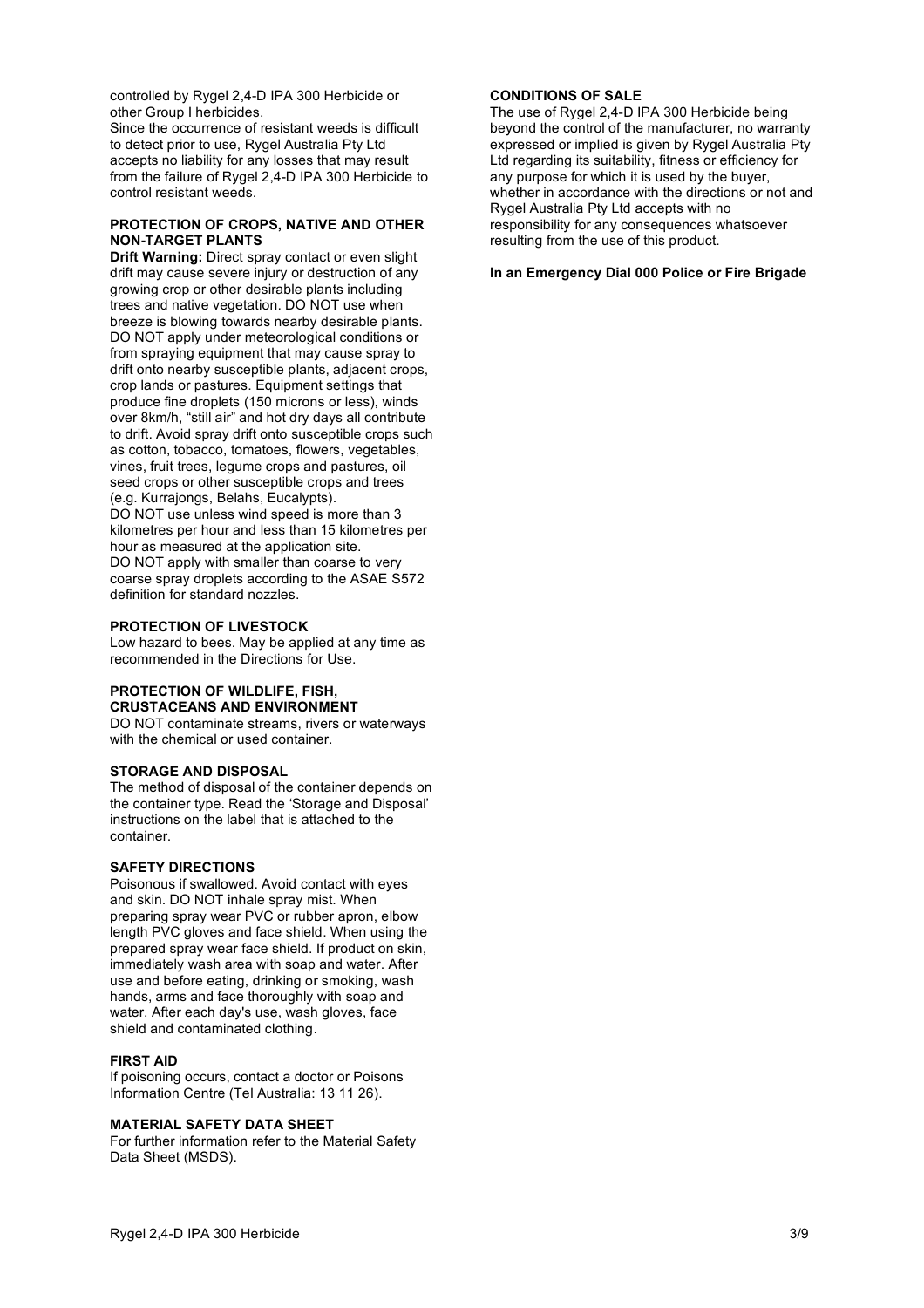controlled by Rygel 2,4-D IPA 300 Herbicide or other Group I herbicides.
Since the occurrence of resistant weeds is difficult to detect prior to use, Rygel Australia Pty Ltd accepts no liability for any losses that may result from the failure of Rygel 2,4-D IPA 300 Herbicide to control resistant weeds.

**PROTECTION OF CROPS, NATIVE AND OTHER NON-TARGET PLANTS**

**Drift Warning:** Direct spray contact or even slight drift may cause severe injury or destruction of any growing crop or other desirable plants including trees and native vegetation. DO NOT use when breeze is blowing towards nearby desirable plants. DO NOT apply under meteorological conditions or from spraying equipment that may cause spray to drift onto nearby susceptible plants, adjacent crops, crop lands or pastures. Equipment settings that produce fine droplets (150 microns or less), winds over 8km/h, "still air" and hot dry days all contribute to drift. Avoid spray drift onto susceptible crops such as cotton, tobacco, tomatoes, flowers, vegetables, vines, fruit trees, legume crops and pastures, oil seed crops or other susceptible crops and trees (e.g. Kurrajongs, Belahs, Eucalypts).
DO NOT use unless wind speed is more than 3 kilometres per hour and less than 15 kilometres per hour as measured at the application site.
DO NOT apply with smaller than coarse to very coarse spray droplets according to the ASAE S572 definition for standard nozzles.

**PROTECTION OF LIVESTOCK**

Low hazard to bees. May be applied at any time as recommended in the Directions for Use.

**PROTECTION OF WILDLIFE, FISH, CRUSTACEANS AND ENVIRONMENT**

DO NOT contaminate streams, rivers or waterways with the chemical or used container.

**STORAGE AND DISPOSAL**

The method of disposal of the container depends on the container type. Read the 'Storage and Disposal' instructions on the label that is attached to the container.

**SAFETY DIRECTIONS**

Poisonous if swallowed. Avoid contact with eyes and skin. DO NOT inhale spray mist. When preparing spray wear PVC or rubber apron, elbow length PVC gloves and face shield. When using the prepared spray wear face shield. If product on skin, immediately wash area with soap and water. After use and before eating, drinking or smoking, wash hands, arms and face thoroughly with soap and water. After each day's use, wash gloves, face shield and contaminated clothing.

**FIRST AID**

If poisoning occurs, contact a doctor or Poisons Information Centre (Tel Australia: 13 11 26).

**MATERIAL SAFETY DATA SHEET**

For further information refer to the Material Safety Data Sheet (MSDS).

**CONDITIONS OF SALE**

The use of Rygel 2,4-D IPA 300 Herbicide being beyond the control of the manufacturer, no warranty expressed or implied is given by Rygel Australia Pty Ltd regarding its suitability, fitness or efficiency for any purpose for which it is used by the buyer, whether in accordance with the directions or not and Rygel Australia Pty Ltd accepts with no responsibility for any consequences whatsoever resulting from the use of this product.

**In an Emergency Dial 000 Police or Fire Brigade**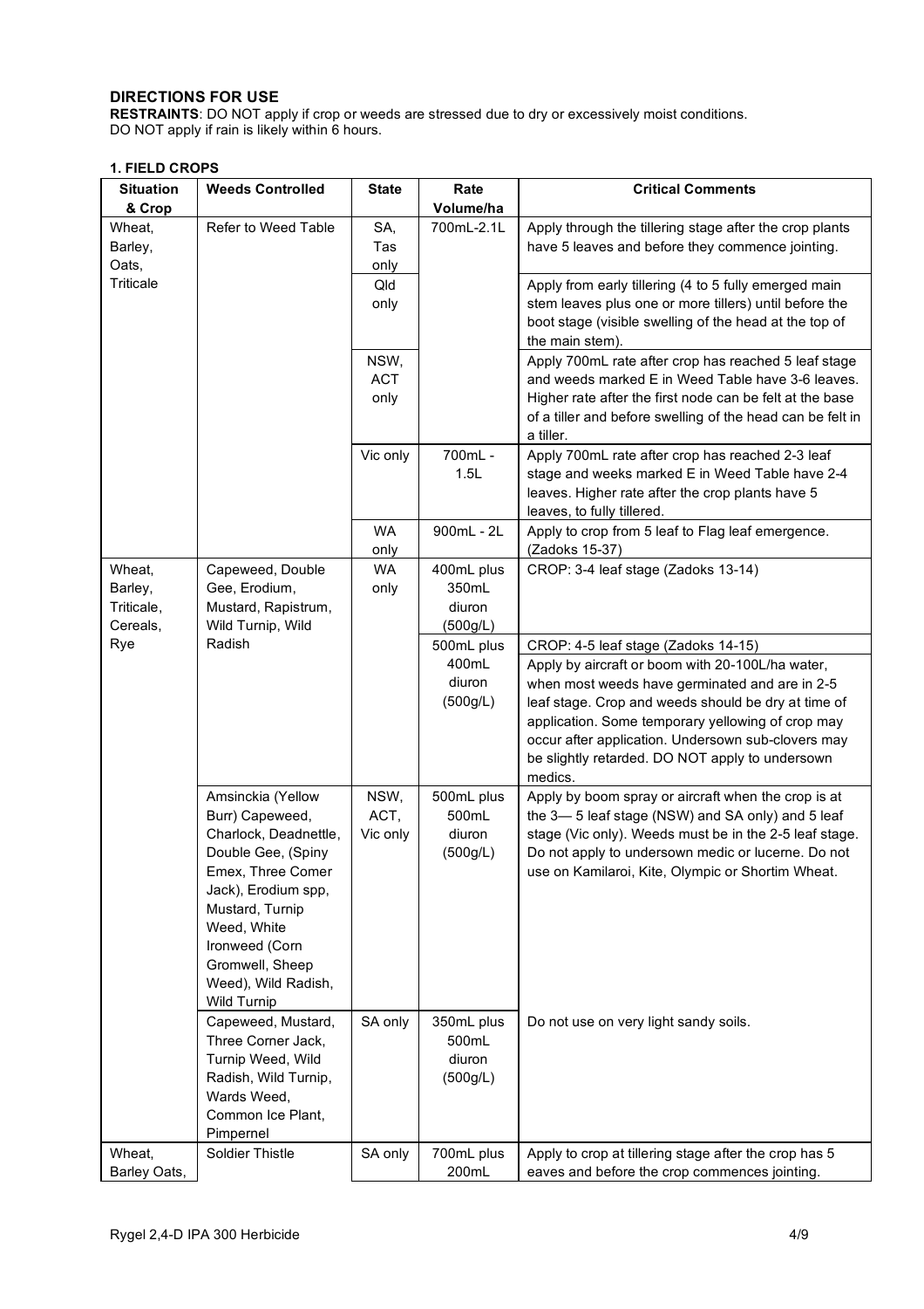## DIRECTIONS FOR USE

**RESTRAINTS**: DO NOT apply if crop or weeds are stressed due to dry or excessively moist conditions.
DO NOT apply if rain is likely within 6 hours.

### 1. FIELD CROPS

| Situation & Crop | Weeds Controlled | State | Rate Volume/ha | Critical Comments |
|---|---|---|---|---|
| Wheat, Barley, Oats, Triticale | Refer to Weed Table | SA, Tas only | 700mL-2.1L | Apply through the tillering stage after the crop plants have 5 leaves and before they commence jointing. |
| | | Qld only | | Apply from early tillering (4 to 5 fully emerged main stem leaves plus one or more tillers) until before the boot stage (visible swelling of the head at the top of the main stem). |
| | | NSW, ACT only | | Apply 700mL rate after crop has reached 5 leaf stage and weeds marked E in Weed Table have 3-6 leaves. Higher rate after the first node can be felt at the base of a tiller and before swelling of the head can be felt in a tiller. |
| | | Vic only | 700mL - 1.5L | Apply 700mL rate after crop has reached 2-3 leaf stage and weeks marked E in Weed Table have 2-4 leaves. Higher rate after the crop plants have 5 leaves, to fully tillered. |
| | | WA only | 900mL - 2L | Apply to crop from 5 leaf to Flag leaf emergence. (Zadoks 15-37) |
| Wheat, Barley, Triticale, Cereals, Rye | Capeweed, Double Gee, Erodium, Mustard, Rapistrum, Wild Turnip, Wild Radish | WA only | 400mL plus 350mL diuron (500g/L) | CROP: 3-4 leaf stage (Zadoks 13-14) |
| | | | 500mL plus 400mL diuron (500g/L) | CROP: 4-5 leaf stage (Zadoks 14-15) Apply by aircraft or boom with 20-100L/ha water, when most weeds have germinated and are in 2-5 leaf stage. Crop and weeds should be dry at time of application. Some temporary yellowing of crop may occur after application. Undersown sub-clovers may be slightly retarded. DO NOT apply to undersown medics. |
| | Amsinckia (Yellow Burr) Capeweed, Charlock, Deadnettle, Double Gee, (Spiny Emex, Three Comer Jack), Erodium spp, Mustard, Turnip Weed, White Ironweed (Corn Gromwell, Sheep Weed), Wild Radish, Wild Turnip | NSW, ACT, Vic only | 500mL plus 500mL diuron (500g/L) | Apply by boom spray or aircraft when the crop is at the 3— 5 leaf stage (NSW) and SA only) and 5 leaf stage (Vic only). Weeds must be in the 2-5 leaf stage. Do not apply to undersown medic or lucerne. Do not use on Kamilaroi, Kite, Olympic or Shortim Wheat. |
| | Capeweed, Mustard, Three Corner Jack, Turnip Weed, Wild Radish, Wild Turnip, Wards Weed, Common Ice Plant, Pimpernel | SA only | 350mL plus 500mL diuron (500g/L) | Do not use on very light sandy soils. |
| Wheat, Barley Oats, | Soldier Thistle | SA only | 700mL plus 200mL | Apply to crop at tillering stage after the crop has 5 eaves and before the crop commences jointing. |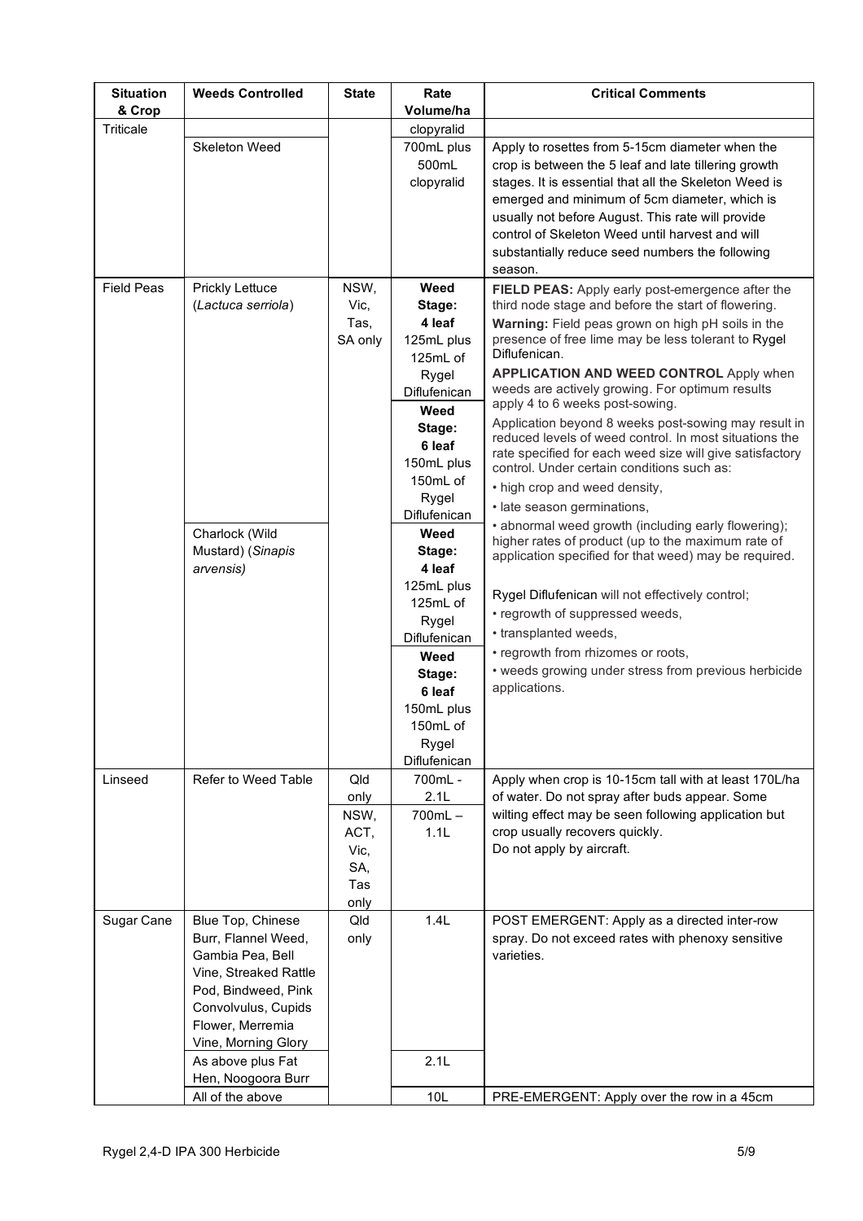| Situation & Crop | Weeds Controlled | State | Rate Volume/ha | Critical Comments |
|---|---|---|---|---|
| Triticale | | | clopyralid | |
| | Skeleton Weed | | 700mL plus 500mL clopyralid | Apply to rosettes from 5-15cm diameter when the crop is between the 5 leaf and late tillering growth stages. It is essential that all the Skeleton Weed is emerged and minimum of 5cm diameter, which is usually not before August. This rate will provide control of Skeleton Weed until harvest and will substantially reduce seed numbers the following season. |
| Field Peas | Prickly Lettuce (*Lactuca serriola*) | NSW, Vic, Tas, SA only | **Weed Stage: 4 leaf** 125mL plus 125mL of Rygel Diflufenican<br>**Weed Stage: 6 leaf** 150mL plus 150mL of Rygel Diflufenican | **FIELD PEAS:** Apply early post-emergence after the third node stage and before the start of flowering.<br>**Warning:** Field peas grown on high pH soils in the presence of free lime may be less tolerant to Rygel Diflufenican.<br>**APPLICATION AND WEED CONTROL** Apply when weeds are actively growing. For optimum results apply 4 to 6 weeks post-sowing.<br>Application beyond 8 weeks post-sowing may result in reduced levels of weed control. In most situations the rate specified for each weed size will give satisfactory control. Under certain conditions such as:<br>• high crop and weed density,<br>• late season germinations,<br>• abnormal weed growth (including early flowering); higher rates of product (up to the maximum rate of application specified for that weed) may be required.<br><br>Rygel Diflufenican will not effectively control;<br>• regrowth of suppressed weeds,<br>• transplanted weeds,<br>• regrowth from rhizomes or roots,<br>• weeds growing under stress from previous herbicide applications. |
| | Charlock (Wild Mustard) (*Sinapis arvensis)* | | **Weed Stage: 4 leaf** 125mL plus 125mL of Rygel Diflufenican<br>**Weed Stage: 6 leaf** 150mL plus 150mL of Rygel Diflufenican | |
| Linseed | Refer to Weed Table | Qld only | 700mL - 2.1L | Apply when crop is 10-15cm tall with at least 170L/ha of water. Do not spray after buds appear. Some wilting effect may be seen following application but crop usually recovers quickly.<br>Do not apply by aircraft. |
| | | NSW, ACT, Vic, SA, Tas only | 700mL – 1.1L | |
| Sugar Cane | Blue Top, Chinese Burr, Flannel Weed, Gambia Pea, Bell Vine, Streaked Rattle Pod, Bindweed, Pink Convolvulus, Cupids Flower, Merremia Vine, Morning Glory | Qld only | 1.4L | POST EMERGENT: Apply as a directed inter-row spray. Do not exceed rates with phenoxy sensitive varieties. |
| | As above plus Fat Hen, Noogoora Burr | | 2.1L | |
| | All of the above | | 10L | PRE-EMERGENT: Apply over the row in a 45cm |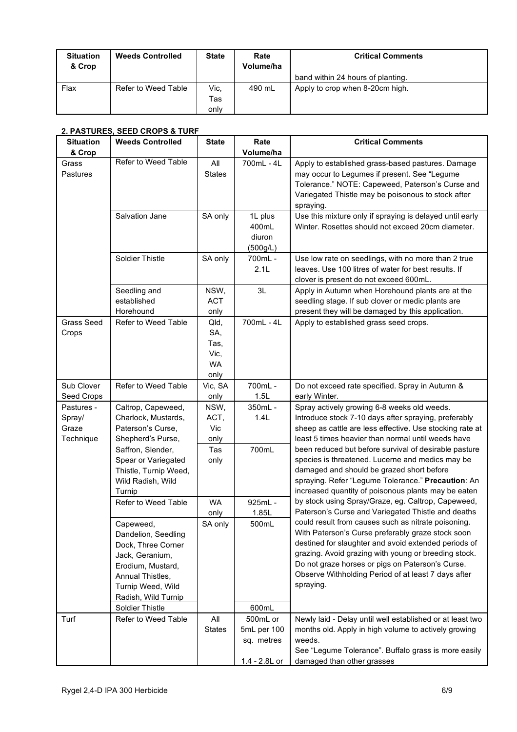| Situation & Crop | Weeds Controlled | State | Rate Volume/ha | Critical Comments |
|---|---|---|---|---|
| | | | | band within 24 hours of planting. |
| Flax | Refer to Weed Table | Vic, Tas only | 490 mL | Apply to crop when 8-20cm high. |

**2. PASTURES, SEED CROPS & TURF**

| Situation & Crop | Weeds Controlled | State | Rate Volume/ha | Critical Comments |
|---|---|---|---|---|
| Grass Pastures | Refer to Weed Table | All States | 700mL - 4L | Apply to established grass-based pastures. Damage may occur to Legumes if present. See "Legume Tolerance." NOTE: Capeweed, Paterson's Curse and Variegated Thistle may be poisonous to stock after spraying. |
| | Salvation Jane | SA only | 1L plus 400mL diuron (500g/L) | Use this mixture only if spraying is delayed until early Winter. Rosettes should not exceed 20cm diameter. |
| | Soldier Thistle | SA only | 700mL - 2.1L | Use low rate on seedlings, with no more than 2 true leaves. Use 100 litres of water for best results. If clover is present do not exceed 600mL. |
| | Seedling and established Horehound | NSW, ACT only | 3L | Apply in Autumn when Horehound plants are at the seedling stage. If sub clover or medic plants are present they will be damaged by this application. |
| Grass Seed Crops | Refer to Weed Table | Qld, SA, Tas, Vic, WA only | 700mL - 4L | Apply to established grass seed crops. |
| Sub Clover Seed Crops | Refer to Weed Table | Vic, SA only | 700mL - 1.5L | Do not exceed rate specified. Spray in Autumn & early Winter. |
| Pastures - Spray/ Graze Technique | Caltrop, Capeweed, Charlock, Mustards, Paterson's Curse, Shepherd's Purse, Saffron, Slender, Spear or Variegated Thistle, Turnip Weed, Wild Radish, Wild Turnip | NSW, ACT, Vic only | 350mL - 1.4L | Spray actively growing 6-8 weeks old weeds. Introduce stock 7-10 days after spraying, preferably sheep as cattle are less effective. Use stocking rate at least 5 times heavier than normal until weeds have been reduced but before survival of desirable pasture species is threatened. Lucerne and medics may be damaged and should be grazed short before spraying. Refer "Legume Tolerance." **Precaution**: An increased quantity of poisonous plants may be eaten by stock using Spray/Graze, eg. Caltrop, Capeweed, Paterson's Curse and Variegated Thistle and deaths could result from causes such as nitrate poisoning. With Paterson's Curse preferably graze stock soon destined for slaughter and avoid extended periods of grazing. Avoid grazing with young or breeding stock. Do not graze horses or pigs on Paterson's Curse. Observe Withholding Period of at least 7 days after spraying. |
| | | Tas only | 700mL | |
| | Refer to Weed Table | WA only | 925mL - 1.85L | |
| | Capeweed, Dandelion, Seedling Dock, Three Corner Jack, Geranium, Erodium, Mustard, Annual Thistles, Turnip Weed, Wild Radish, Wild Turnip | SA only | 500mL | |
| | Soldier Thistle | | 600mL | |
| Turf | Refer to Weed Table | All States | 500mL or 5mL per 100 sq. metres<br><br>1.4 - 2.8L or | Newly laid - Delay until well established or at least two months old. Apply in high volume to actively growing weeds.<br>See "Legume Tolerance". Buffalo grass is more easily damaged than other grasses |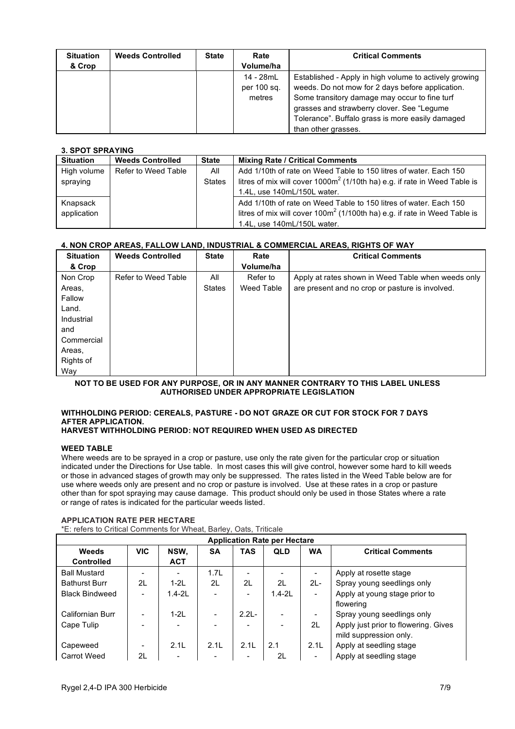| Situation & Crop | Weeds Controlled | State | Rate Volume/ha | Critical Comments |
|---|---|---|---|---|
| | | | 14 - 28mL per 100 sq. metres | Established - Apply in high volume to actively growing weeds. Do not mow for 2 days before application. Some transitory damage may occur to fine turf grasses and strawberry clover. See "Legume Tolerance". Buffalo grass is more easily damaged than other grasses. |

### 3. SPOT SPRAYING

| Situation | Weeds Controlled | State | Mixing Rate / Critical Comments |
|---|---|---|---|
| High volume spraying | Refer to Weed Table | All States | Add 1/10th of rate on Weed Table to 150 litres of water. Each 150 litres of mix will cover 1000m$^2$ (1/10th ha) e.g. if rate in Weed Table is 1.4L, use 140mL/150L water. |
| Knapsack application | | | Add 1/10th of rate on Weed Table to 150 litres of water. Each 150 litres of mix will cover 100m$^2$ (1/100th ha) e.g. if rate in Weed Table is 1.4L, use 140mL/150L water. |

### 4. NON CROP AREAS, FALLOW LAND, INDUSTRIAL & COMMERCIAL AREAS, RIGHTS OF WAY

| Situation & Crop | Weeds Controlled | State | Rate Volume/ha | Critical Comments |
|---|---|---|---|---|
| Non Crop Areas, Fallow Land. Industrial and Commercial Areas, Rights of Way | Refer to Weed Table | All States | Refer to Weed Table | Apply at rates shown in Weed Table when weeds only are present and no crop or pasture is involved. |

**NOT TO BE USED FOR ANY PURPOSE, OR IN ANY MANNER CONTRARY TO THIS LABEL UNLESS AUTHORISED UNDER APPROPRIATE LEGISLATION**

**WITHHOLDING PERIOD: CEREALS, PASTURE - DO NOT GRAZE OR CUT FOR STOCK FOR 7 DAYS AFTER APPLICATION.**
**HARVEST WITHHOLDING PERIOD: NOT REQUIRED WHEN USED AS DIRECTED**

**WEED TABLE**

Where weeds are to be sprayed in a crop or pasture, use only the rate given for the particular crop or situation indicated under the Directions for Use table. In most cases this will give control, however some hard to kill weeds or those in advanced stages of growth may only be suppressed. The rates listed in the Weed Table below are for use where weeds only are present and no crop or pasture is involved. Use at these rates in a crop or pasture other than for spot spraying may cause damage. This product should only be used in those States where a rate or range of rates is indicated for the particular weeds listed.

**APPLICATION RATE PER HECTARE**

*E: refers to Critical Comments for Wheat, Barley, Oats, Triticale

| Weeds Controlled | VIC | NSW, ACT | SA | TAS | QLD | WA | Critical Comments |
|---|---|---|---|---|---|---|---|
| Ball Mustard | - | - | 1.7L | - | - | - | Apply at rosette stage |
| Bathurst Burr | 2L | 1-2L | 2L | 2L | 2L | 2L- | Spray young seedlings only |
| Black Bindweed | - | 1.4-2L | - | - | 1.4-2L | - | Apply at young stage prior to flowering |
| Californian Burr | - | 1-2L | - | 2.2L- | - | - | Spray young seedlings only |
| Cape Tulip | - | - | - | - | - | 2L | Apply just prior to flowering. Gives mild suppression only. |
| Capeweed | - | 2.1L | 2.1L | 2.1L | 2.1 | 2.1L | Apply at seedling stage |
| Carrot Weed | 2L | - | - | - | 2L | - | Apply at seedling stage |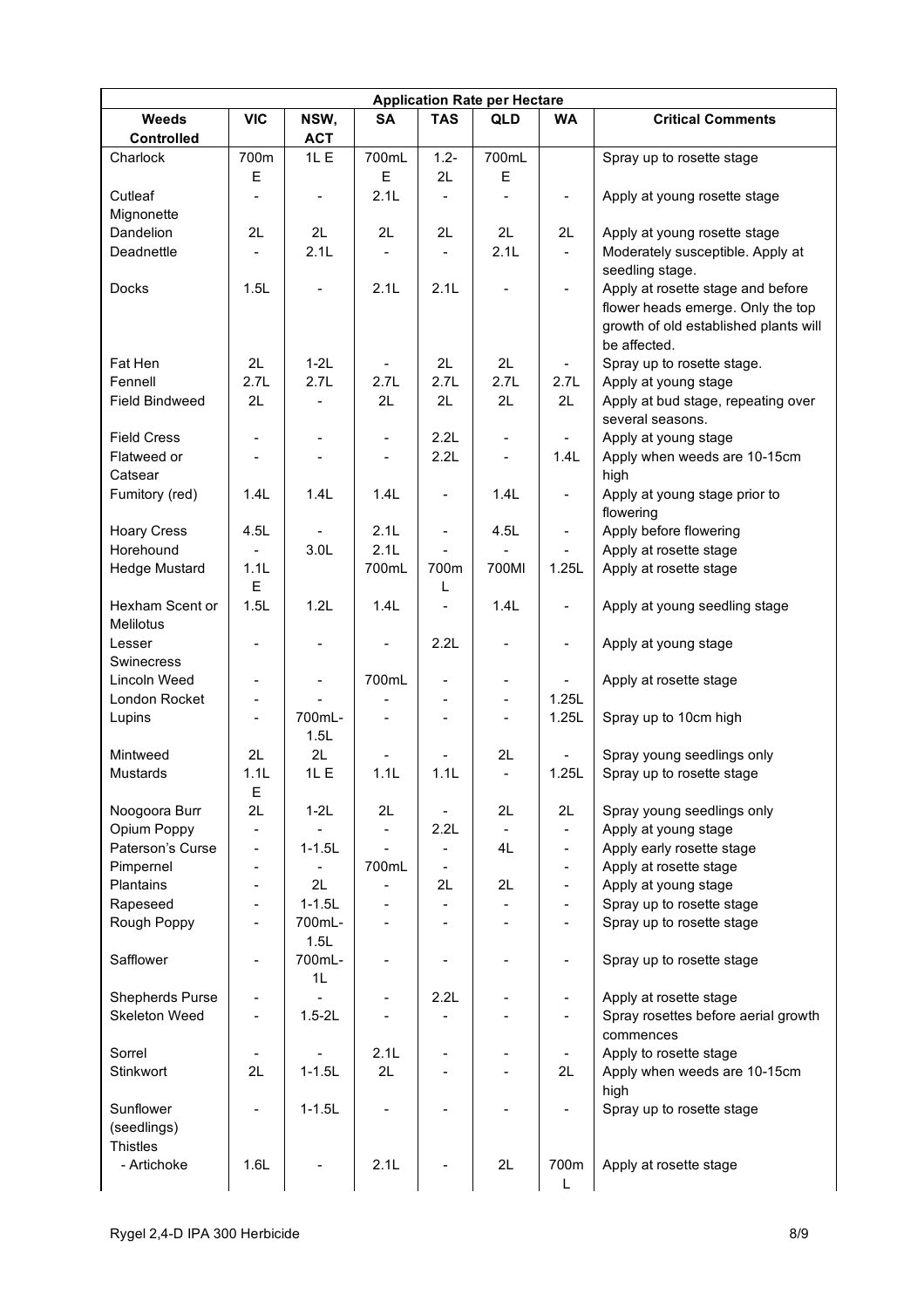| Application Rate per Hectare | | | | | | | |
|---|---|---|---|---|---|---|---|
| **Weeds Controlled** | **VIC** | **NSW, ACT** | **SA** | **TAS** | **QLD** | **WA** | **Critical Comments** |
| Charlock | 700mE | 1L E | 700mL E | 1.2-2L | 700mL E | | Spray up to rosette stage |
| Cutleaf Mignonette | - | - | 2.1L | - | - | - | Apply at young rosette stage |
| Dandelion | 2L | 2L | 2L | 2L | 2L | 2L | Apply at young rosette stage |
| Deadnettle | - | 2.1L | - | - | 2.1L | - | Moderately susceptible. Apply at seedling stage. |
| Docks | 1.5L | - | 2.1L | 2.1L | - | - | Apply at rosette stage and before flower heads emerge. Only the top growth of old established plants will be affected. |
| Fat Hen | 2L | 1-2L | - | 2L | 2L | - | Spray up to rosette stage. |
| Fennell | 2.7L | 2.7L | 2.7L | 2.7L | 2.7L | 2.7L | Apply at young stage |
| Field Bindweed | 2L | - | 2L | 2L | 2L | 2L | Apply at bud stage, repeating over several seasons. |
| Field Cress | - | - | - | 2.2L | - | - | Apply at young stage |
| Flatweed or Catsear | - | - | - | 2.2L | - | 1.4L | Apply when weeds are 10-15cm high |
| Fumitory (red) | 1.4L | 1.4L | 1.4L | - | 1.4L | - | Apply at young stage prior to flowering |
| Hoary Cress | 4.5L | - | 2.1L | - | 4.5L | - | Apply before flowering |
| Horehound | - | 3.0L | 2.1L | - | - | - | Apply at rosette stage |
| Hedge Mustard | 1.1L E | | 700mL | 700mL | 700Ml | 1.25L | Apply at rosette stage |
| Hexham Scent or Melilotus | 1.5L | 1.2L | 1.4L | - | 1.4L | - | Apply at young seedling stage |
| Lesser Swinecress | - | - | - | 2.2L | - | - | Apply at young stage |
| Lincoln Weed | - | - | 700mL | - | - | - | Apply at rosette stage |
| London Rocket | - | - | - | - | - | 1.25L | |
| Lupins | - | 700mL-1.5L | - | - | - | 1.25L | Spray up to 10cm high |
| Mintweed | 2L | 2L | - | - | 2L | - | Spray young seedlings only |
| Mustards | 1.1L E | 1L E | 1.1L | 1.1L | - | 1.25L | Spray up to rosette stage |
| Noogoora Burr | 2L | 1-2L | 2L | - | 2L | 2L | Spray young seedlings only |
| Opium Poppy | - | - | - | 2.2L | - | - | Apply at young stage |
| Paterson's Curse | - | 1-1.5L | - | - | 4L | - | Apply early rosette stage |
| Pimpernel | - | - | 700mL | - | | - | Apply at rosette stage |
| Plantains | - | 2L | - | 2L | 2L | - | Apply at young stage |
| Rapeseed | - | 1-1.5L | - | - | - | - | Spray up to rosette stage |
| Rough Poppy | - | 700mL-1.5L | - | - | - | - | Spray up to rosette stage |
| Safflower | - | 700mL-1L | - | - | - | - | Spray up to rosette stage |
| Shepherds Purse | - | - | - | 2.2L | - | - | Apply at rosette stage |
| Skeleton Weed | - | 1.5-2L | - | - | - | - | Spray rosettes before aerial growth commences |
| Sorrel | - | - | 2.1L | - | - | - | Apply to rosette stage |
| Stinkwort | 2L | 1-1.5L | 2L | - | - | 2L | Apply when weeds are 10-15cm high |
| Sunflower (seedlings) | - | 1-1.5L | - | - | - | - | Spray up to rosette stage |
| Thistles | | | | | | | |
| - Artichoke | 1.6L | - | 2.1L | - | 2L | 700mL | Apply at rosette stage |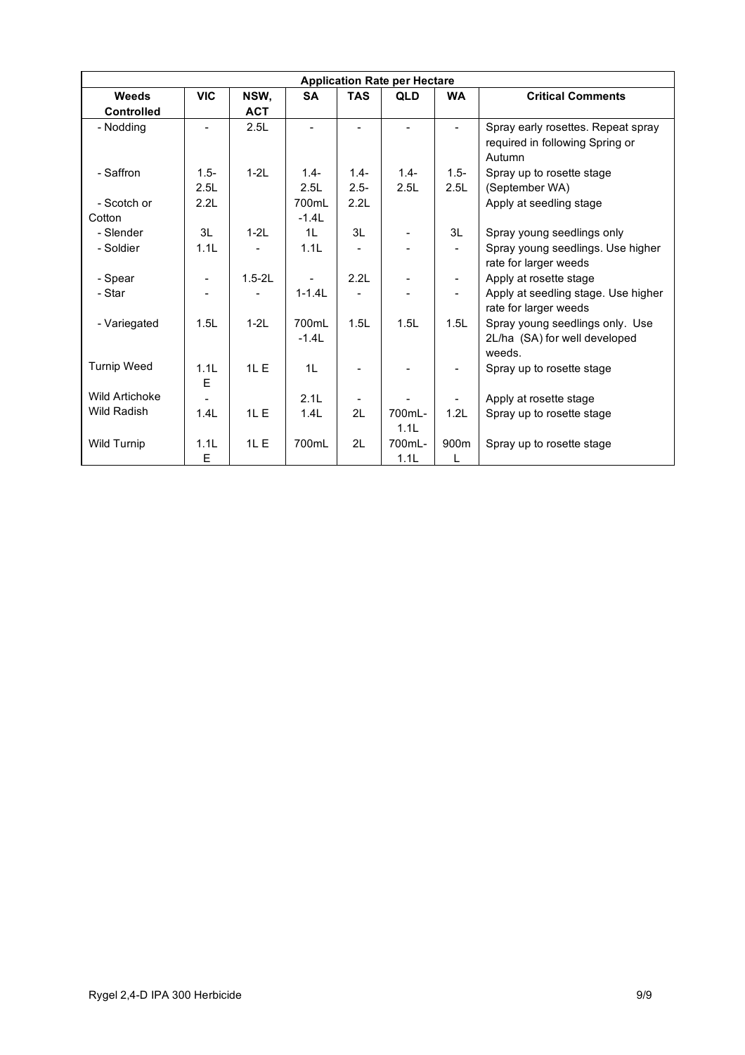| Application Rate per Hectare | | | | | | | |
|---|---|---|---|---|---|---|---|
| **Weeds Controlled** | **VIC** | **NSW, ACT** | **SA** | **TAS** | **QLD** | **WA** | **Critical Comments** |
| - Nodding | - | 2.5L | - | - | - | - | Spray early rosettes. Repeat spray required in following Spring or Autumn |
| - Saffron | 1.5-2.5L | 1-2L | 1.4-2.5L | 1.4-2.5-2.2L | 1.4-2.5L | 1.5-2.5L | Spray up to rosette stage (September WA) |
| - Scotch or Cotton | 2.2L | | 700mL -1.4L | | | | Apply at seedling stage |
| - Slender | 3L | 1-2L | 1L | 3L | - | 3L | Spray young seedlings only |
| - Soldier | 1.1L | - | 1.1L | - | - | - | Spray young seedlings. Use higher rate for larger weeds |
| - Spear | - | 1.5-2L | - | 2.2L | - | - | Apply at rosette stage |
| - Star | - | - | 1-1.4L | - | - | - | Apply at seedling stage. Use higher rate for larger weeds |
| - Variegated | 1.5L | 1-2L | 700mL -1.4L | 1.5L | 1.5L | 1.5L | Spray young seedlings only. Use 2L/ha (SA) for well developed weeds. |
| Turnip Weed | 1.1L E | 1L E | 1L | - | - | - | Spray up to rosette stage |
| Wild Artichoke | - | | 2.1L | - | - | - | Apply at rosette stage |
| Wild Radish | 1.4L | 1L E | 1.4L | 2L | 700mL-1.1L | 1.2L | Spray up to rosette stage |
| Wild Turnip | 1.1L E | 1L E | 700mL | 2L | 700mL-1.1L | 900mL | Spray up to rosette stage |